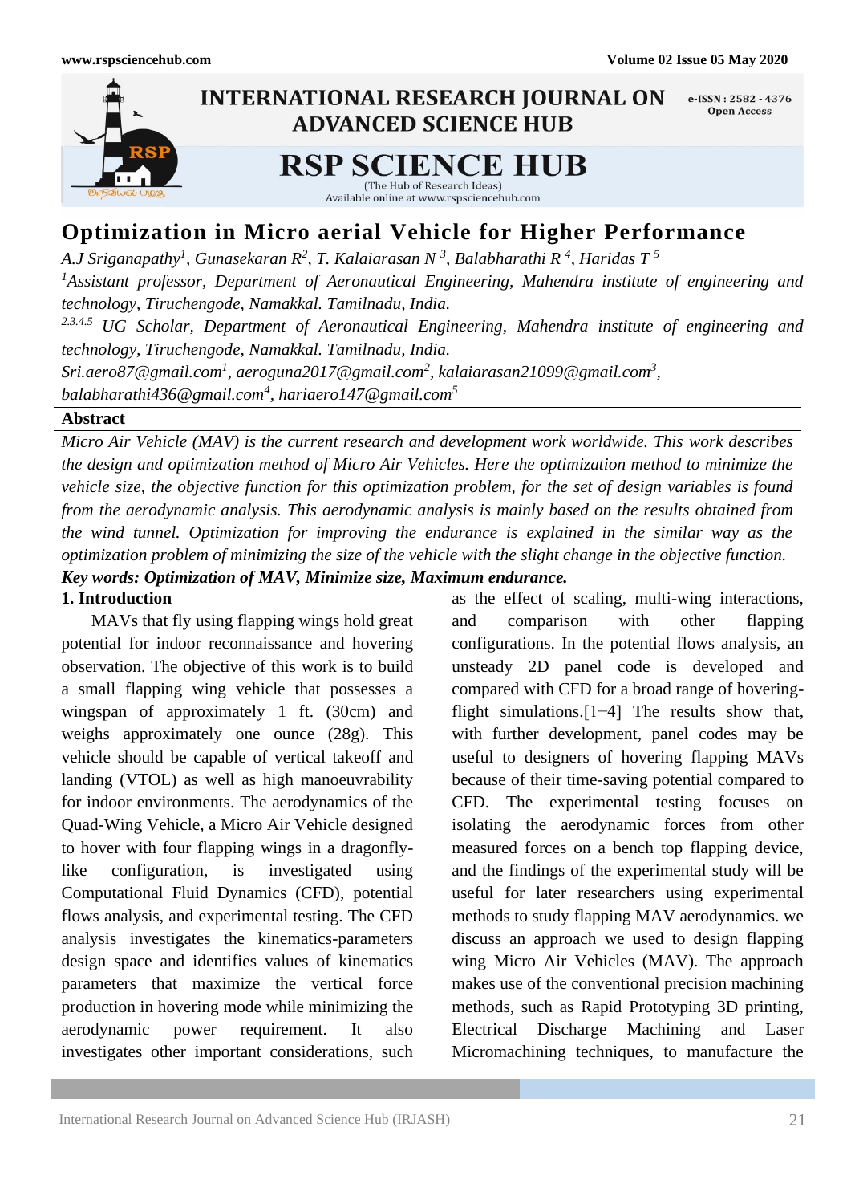# Optimization in Micro aerial Vehicle for Higher Performance

*A.J Sriganapathy[1], Gunasekaran R[2], T. Kalaiarasan N [3], Balabharathi R [4], Haridas T [5]*

*[1]Assistant professor, Department of Aeronautical Engineering, Mahendra institute of engineering and technology, Tiruchengode, Namakkal. Tamilnadu, India.*

*[2.3.4.5] UG Scholar, Department of Aeronautical Engineering, Mahendra institute of engineering and technology, Tiruchengode, Namakkal. Tamilnadu, India.*

*Sri.aero87@gmail.com[1], aeroguna2017@gmail.com[2], kalaiarasan21099@gmail.com[3], balabharathi436@gmail.com[4], hariaero147@gmail.com[5]*

## Abstract

*Micro Air Vehicle (MAV) is the current research and development work worldwide. This work describes the design and optimization method of Micro Air Vehicles. Here the optimization method to minimize the vehicle size, the objective function for this optimization problem, for the set of design variables is found from the aerodynamic analysis. This aerodynamic analysis is mainly based on the results obtained from the wind tunnel. Optimization for improving the endurance is explained in the similar way as the optimization problem of minimizing the size of the vehicle with the slight change in the objective function.*

***Key words: Optimization of MAV, Minimize size, Maximum endurance.***

## 1. Introduction

MAVs that fly using flapping wings hold great potential for indoor reconnaissance and hovering observation. The objective of this work is to build a small flapping wing vehicle that possesses a wingspan of approximately 1 ft. (30cm) and weighs approximately one ounce (28g). This vehicle should be capable of vertical takeoff and landing (VTOL) as well as high manoeuvrability for indoor environments. The aerodynamics of the Quad-Wing Vehicle, a Micro Air Vehicle designed to hover with four flapping wings in a dragonfly-like configuration, is investigated using Computational Fluid Dynamics (CFD), potential flows analysis, and experimental testing. The CFD analysis investigates the kinematics-parameters design space and identifies values of kinematics parameters that maximize the vertical force production in hovering mode while minimizing the aerodynamic power requirement. It also investigates other important considerations, such as the effect of scaling, multi-wing interactions, and comparison with other flapping configurations. In the potential flows analysis, an unsteady 2D panel code is developed and compared with CFD for a broad range of hovering-flight simulations.[1−4] The results show that, with further development, panel codes may be useful to designers of hovering flapping MAVs because of their time-saving potential compared to CFD. The experimental testing focuses on isolating the aerodynamic forces from other measured forces on a bench top flapping device, and the findings of the experimental study will be useful for later researchers using experimental methods to study flapping MAV aerodynamics. we discuss an approach we used to design flapping wing Micro Air Vehicles (MAV). The approach makes use of the conventional precision machining methods, such as Rapid Prototyping 3D printing, Electrical Discharge Machining and Laser Micromachining techniques, to manufacture the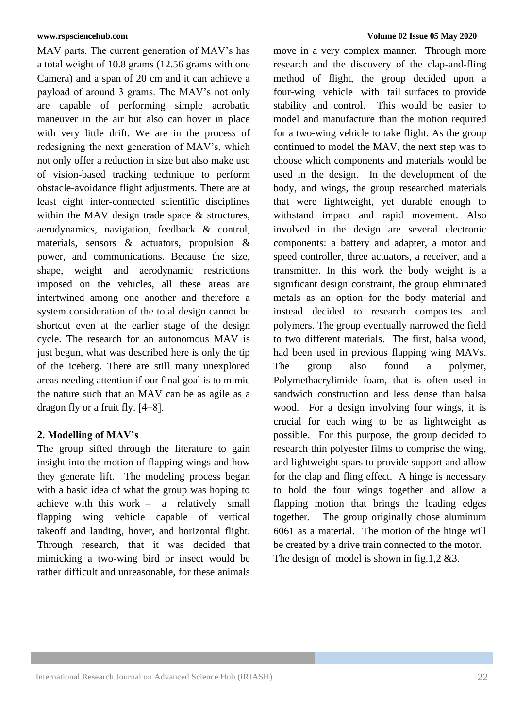MAV parts. The current generation of MAV's has a total weight of 10.8 grams (12.56 grams with one Camera) and a span of 20 cm and it can achieve a payload of around 3 grams. The MAV's not only are capable of performing simple acrobatic maneuver in the air but also can hover in place with very little drift. We are in the process of redesigning the next generation of MAV's, which not only offer a reduction in size but also make use of vision-based tracking technique to perform obstacle-avoidance flight adjustments. There are at least eight inter-connected scientific disciplines within the MAV design trade space & structures, aerodynamics, navigation, feedback & control, materials, sensors & actuators, propulsion & power, and communications. Because the size, shape, weight and aerodynamic restrictions imposed on the vehicles, all these areas are intertwined among one another and therefore a system consideration of the total design cannot be shortcut even at the earlier stage of the design cycle. The research for an autonomous MAV is just begun, what was described here is only the tip of the iceberg. There are still many unexplored areas needing attention if our final goal is to mimic the nature such that an MAV can be as agile as a dragon fly or a fruit fly. [4−8].

## 2. Modelling of MAV's

The group sifted through the literature to gain insight into the motion of flapping wings and how they generate lift. The modeling process began with a basic idea of what the group was hoping to achieve with this work – a relatively small flapping wing vehicle capable of vertical takeoff and landing, hover, and horizontal flight. Through research, that it was decided that mimicking a two-wing bird or insect would be rather difficult and unreasonable, for these animals move in a very complex manner. Through more research and the discovery of the clap-and-fling method of flight, the group decided upon a four-wing vehicle with tail surfaces to provide stability and control. This would be easier to model and manufacture than the motion required for a two-wing vehicle to take flight. As the group continued to model the MAV, the next step was to choose which components and materials would be used in the design. In the development of the body, and wings, the group researched materials that were lightweight, yet durable enough to withstand impact and rapid movement. Also involved in the design are several electronic components: a battery and adapter, a motor and speed controller, three actuators, a receiver, and a transmitter. In this work the body weight is a significant design constraint, the group eliminated metals as an option for the body material and instead decided to research composites and polymers. The group eventually narrowed the field to two different materials. The first, balsa wood, had been used in previous flapping wing MAVs. The group also found a polymer, Polymethacrylimide foam, that is often used in sandwich construction and less dense than balsa wood. For a design involving four wings, it is crucial for each wing to be as lightweight as possible. For this purpose, the group decided to research thin polyester films to comprise the wing, and lightweight spars to provide support and allow for the clap and fling effect. A hinge is necessary to hold the four wings together and allow a flapping motion that brings the leading edges together. The group originally chose aluminum 6061 as a material. The motion of the hinge will be created by a drive train connected to the motor. The design of model is shown in fig.1,2 &3.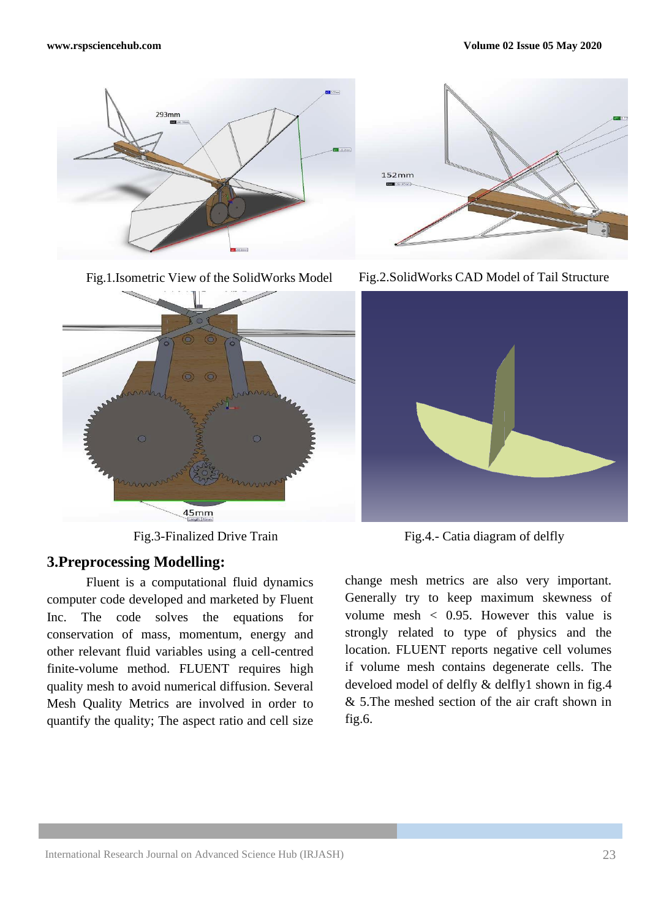Fig.1.Isometric View of the SolidWorks Model

Fig.2.SolidWorks CAD Model of Tail Structure

Fig.3-Finalized Drive Train

Fig.4.- Catia diagram of delfly

## 3.Preprocessing Modelling:

Fluent is a computational fluid dynamics computer code developed and marketed by Fluent Inc. The code solves the equations for conservation of mass, momentum, energy and other relevant fluid variables using a cell-centred finite-volume method. FLUENT requires high quality mesh to avoid numerical diffusion. Several Mesh Quality Metrics are involved in order to quantify the quality; The aspect ratio and cell size change mesh metrics are also very important. Generally try to keep maximum skewness of volume mesh < 0.95. However this value is strongly related to type of physics and the location. FLUENT reports negative cell volumes if volume mesh contains degenerate cells. The develoed model of delfly & delfly1 shown in fig.4 & 5.The meshed section of the air craft shown in fig.6.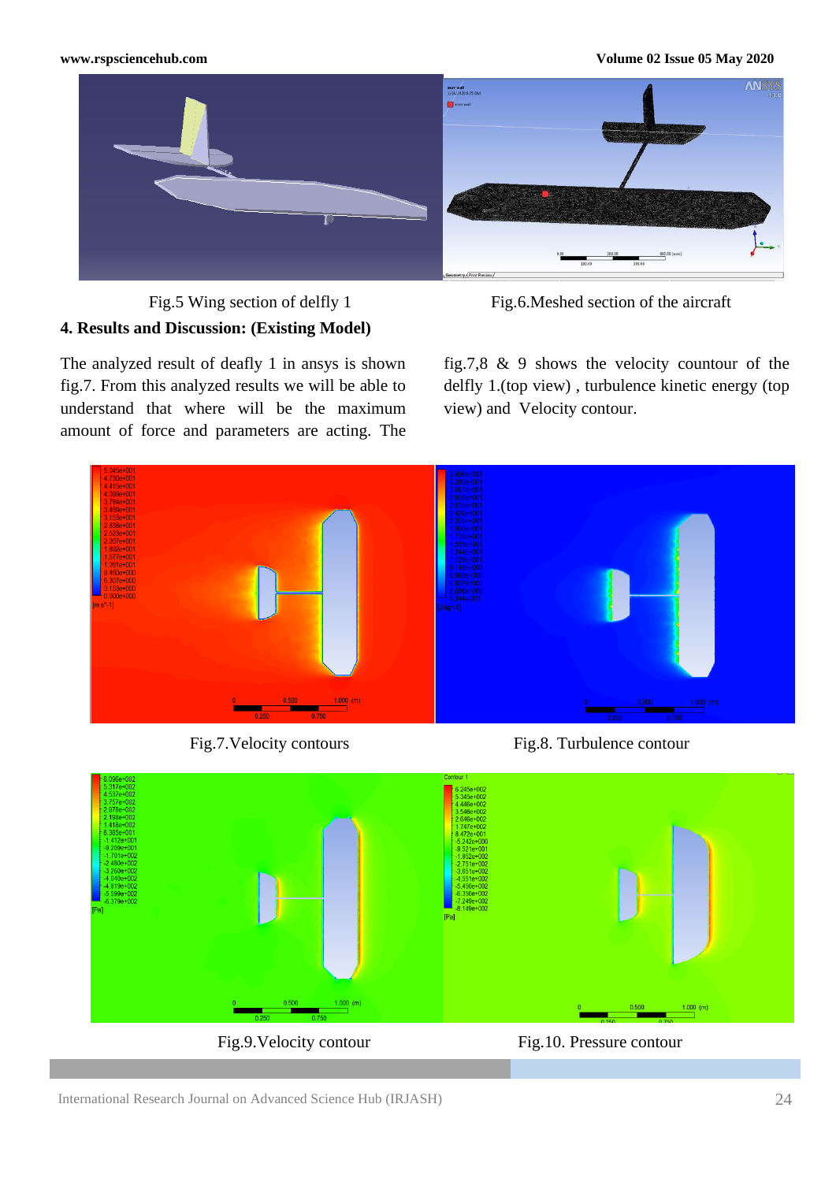Fig.5 Wing section of delfly 1

Fig.6.Meshed section of the aircraft

## 4. Results and Discussion: (Existing Model)

The analyzed result of deafly 1 in ansys is shown fig.7. From this analyzed results we will be able to understand that where will be the maximum amount of force and parameters are acting. The fig.7,8 & 9 shows the velocity countour of the delfly 1.(top view) , turbulence kinetic energy (top view) and Velocity contour.

Fig.7.Velocity contours

Fig.8. Turbulence contour

Fig.9.Velocity contour

Fig.10. Pressure contour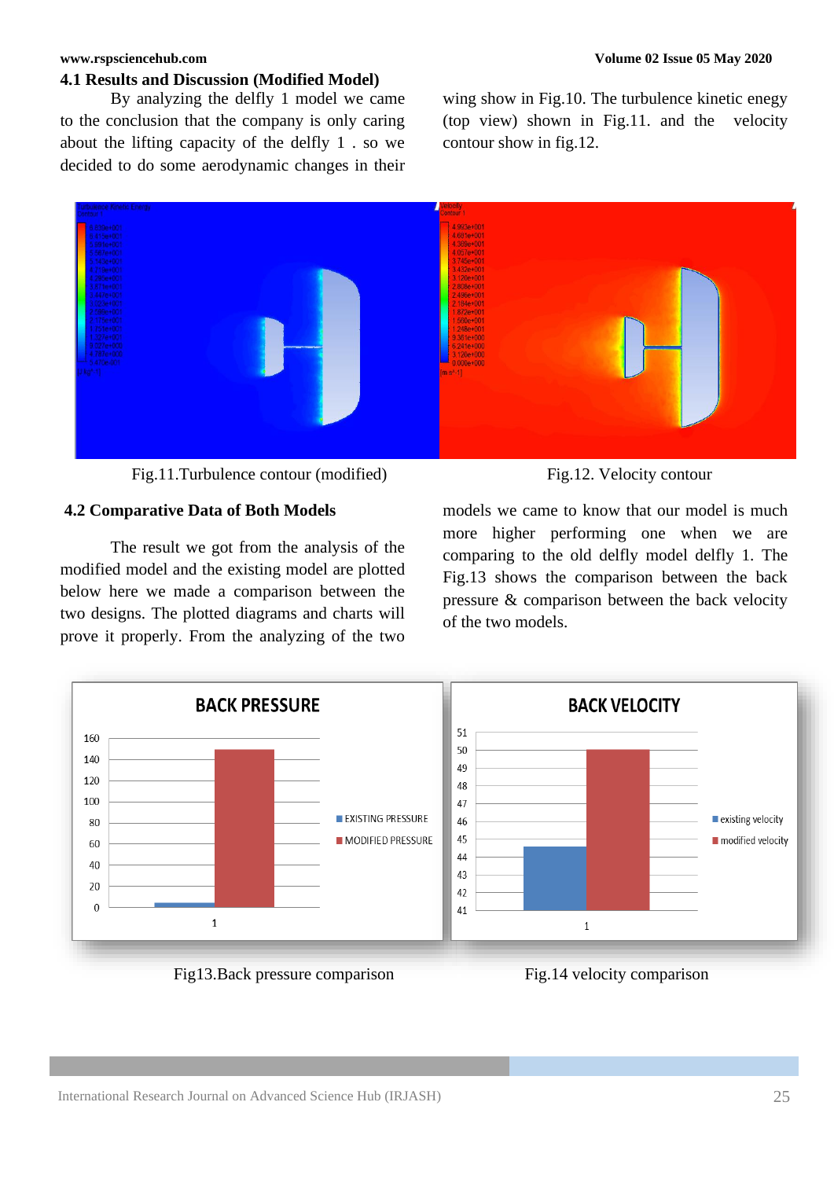## 4.1 Results and Discussion (Modified Model)

By analyzing the delfly 1 model we came to the conclusion that the company is only caring about the lifting capacity of the delfly 1 . so we decided to do some aerodynamic changes in their wing show in Fig.10. The turbulence kinetic enegy (top view) shown in Fig.11. and the velocity contour show in fig.12.

Fig.11.Turbulence contour (modified)

Fig.12. Velocity contour

## 4.2 Comparative Data of Both Models

The result we got from the analysis of the modified model and the existing model are plotted below here we made a comparison between the two designs. The plotted diagrams and charts will prove it properly. From the analyzing of the two models we came to know that our model is much more higher performing one when we are comparing to the old model delfly 1. The Fig.13 shows the comparison between the back pressure & comparison between the back velocity of the two models.

Fig13.Back pressure comparison

Fig.14 velocity comparison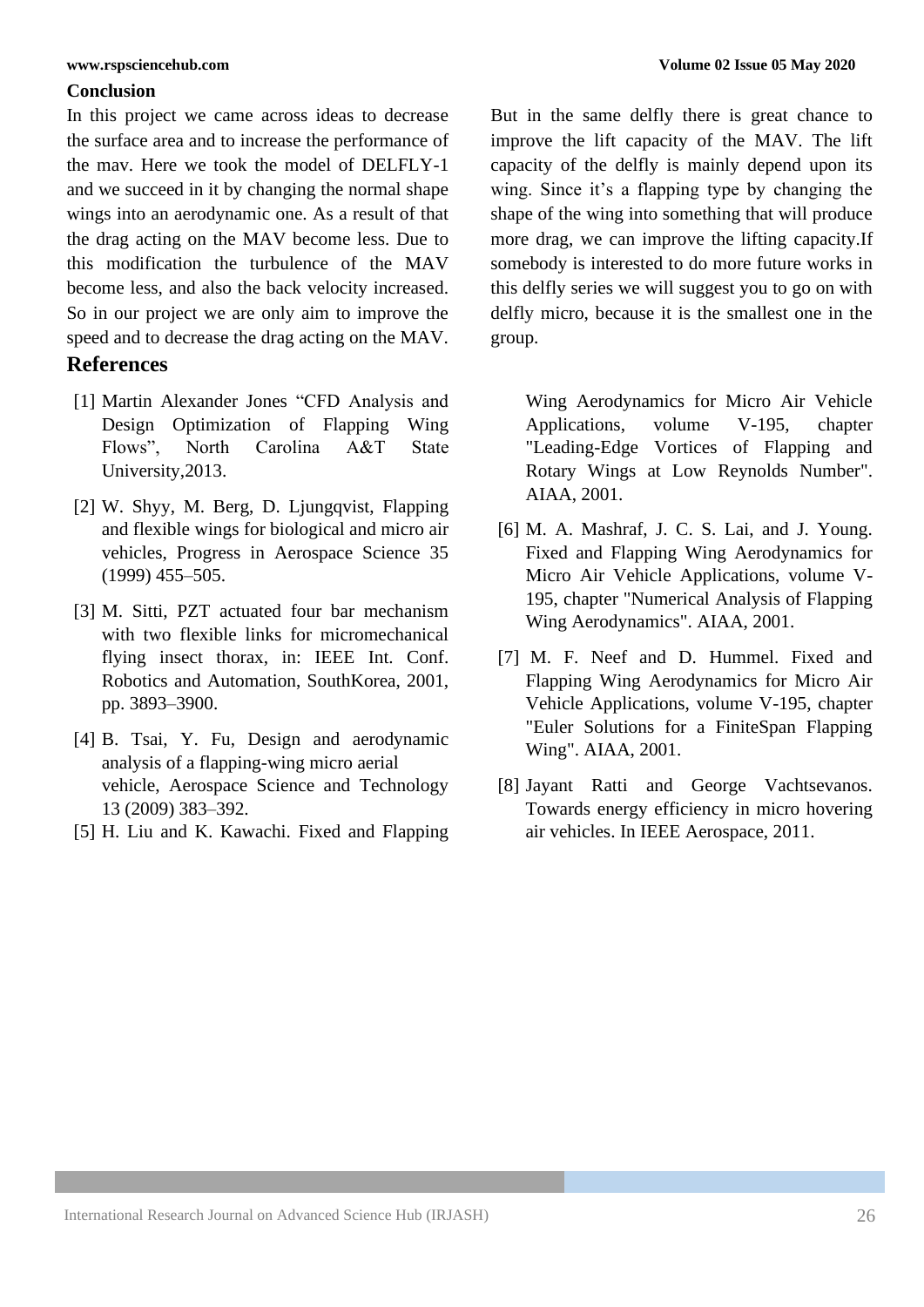## Conclusion

In this project we came across ideas to decrease the surface area and to increase the performance of the mav. Here we took the model of DELFLY-1 and we succeed in it by changing the normal shape wings into an aerodynamic one. As a result of that the drag acting on the MAV become less. Due to this modification the turbulence of the MAV become less, and also the back velocity increased. So in our project we are only aim to improve the speed and to decrease the drag acting on the MAV. But in the same delfly there is great chance to improve the lift capacity of the MAV. The lift capacity of the delfly is mainly depend upon its wing. Since it's a flapping type by changing the shape of the wing into something that will produce more drag, we can improve the lifting capacity.If somebody is interested to do more future works in this delfly series we will suggest you to go on with delfly micro, because it is the smallest one in the group.

## References

[1] Martin Alexander Jones "CFD Analysis and Design Optimization of Flapping Wing Flows", North Carolina A&T State University,2013.

[2] W. Shyy, M. Berg, D. Ljungqvist, Flapping and flexible wings for biological and micro air vehicles, Progress in Aerospace Science 35 (1999) 455–505.

[3] M. Sitti, PZT actuated four bar mechanism with two flexible links for micromechanical flying insect thorax, in: IEEE Int. Conf. Robotics and Automation, SouthKorea, 2001, pp. 3893–3900.

[4] B. Tsai, Y. Fu, Design and aerodynamic analysis of a flapping-wing micro aerial vehicle, Aerospace Science and Technology 13 (2009) 383–392.

[5] H. Liu and K. Kawachi. Fixed and Flapping Wing Aerodynamics for Micro Air Vehicle Applications, volume V-195, chapter "Leading-Edge Vortices of Flapping and Rotary Wings at Low Reynolds Number". AIAA, 2001.

[6] M. A. Mashraf, J. C. S. Lai, and J. Young. Fixed and Flapping Wing Aerodynamics for Micro Air Vehicle Applications, volume V-195, chapter "Numerical Analysis of Flapping Wing Aerodynamics". AIAA, 2001.

[7] M. F. Neef and D. Hummel. Fixed and Flapping Wing Aerodynamics for Micro Air Vehicle Applications, volume V-195, chapter "Euler Solutions for a FiniteSpan Flapping Wing". AIAA, 2001.

[8] Jayant Ratti and George Vachtsevanos. Towards energy efficiency in micro hovering air vehicles. In IEEE Aerospace, 2011.